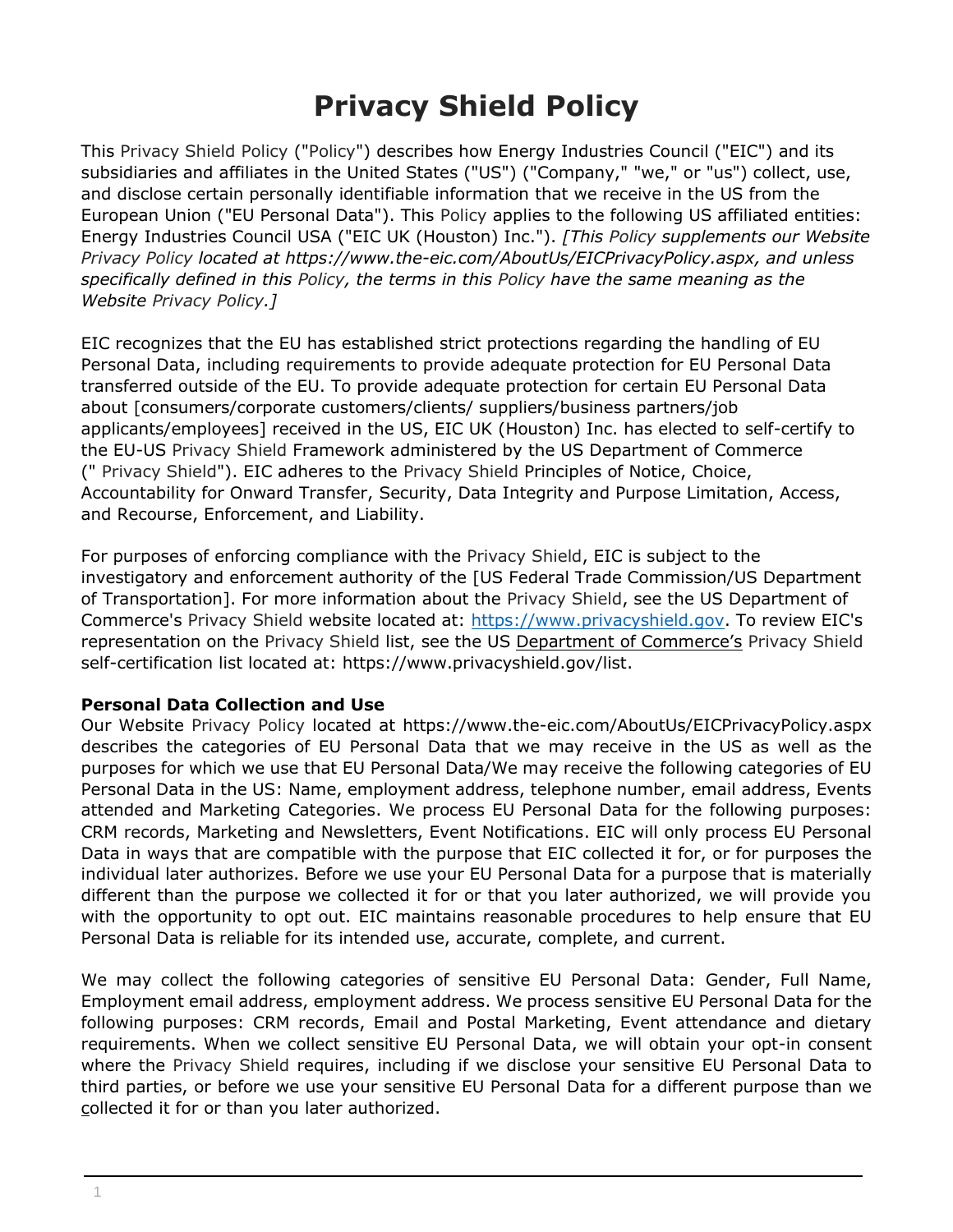# Privacy Shield Policy

This Privacy Shield Policy ("Policy") describes how Energy Industries Council ("EIC") and its subsidiaries and affiliates in the United States ("US") ("Company," "we," or "us") collect, use, and disclose certain personally identifiable information that we receive in the US from the European Union ("EU Personal Data"). This Policy applies to the following US affiliated entities: Energy Industries Council USA ("EIC UK (Houston) Inc."). *[This Policy supplements our Website Privacy Policy located at https://www.the-eic.com/AboutUs/EICPrivacyPolicy.aspx, and unless specifically defined in this Policy, the terms in this Policy have the same meaning as the Website Privacy Policy.]*

EIC recognizes that the EU has established strict protections regarding the handling of EU Personal Data, including requirements to provide adequate protection for EU Personal Data transferred outside of the EU. To provide adequate protection for certain EU Personal Data about [consumers/corporate customers/clients/ suppliers/business partners/job applicants/employees] received in the US, EIC UK (Houston) Inc. has elected to self-certify to the EU-US Privacy Shield Framework administered by the US Department of Commerce (" Privacy Shield"). EIC adheres to the Privacy Shield Principles of Notice, Choice, Accountability for Onward Transfer, Security, Data Integrity and Purpose Limitation, Access, and Recourse, Enforcement, and Liability.

For purposes of enforcing compliance with the Privacy Shield, EIC is subject to the investigatory and enforcement authority of the [US Federal Trade Commission/US Department of Transportation]. For more information about the Privacy Shield, see the US Department of Commerce's Privacy Shield website located at: https://www.privacyshield.gov. To review EIC's representation on the Privacy Shield list, see the US Department of Commerce's Privacy Shield self-certification list located at: https://www.privacyshield.gov/list.

**Personal Data Collection and Use**

Our Website Privacy Policy located at https://www.the-eic.com/AboutUs/EICPrivacyPolicy.aspx describes the categories of EU Personal Data that we may receive in the US as well as the purposes for which we use that EU Personal Data/We may receive the following categories of EU Personal Data in the US: Name, employment address, telephone number, email address, Events attended and Marketing Categories. We process EU Personal Data for the following purposes: CRM records, Marketing and Newsletters, Event Notifications. EIC will only process EU Personal Data in ways that are compatible with the purpose that EIC collected it for, or for purposes the individual later authorizes. Before we use your EU Personal Data for a purpose that is materially different than the purpose we collected it for or that you later authorized, we will provide you with the opportunity to opt out. EIC maintains reasonable procedures to help ensure that EU Personal Data is reliable for its intended use, accurate, complete, and current.

We may collect the following categories of sensitive EU Personal Data: Gender, Full Name, Employment email address, employment address. We process sensitive EU Personal Data for the following purposes: CRM records, Email and Postal Marketing, Event attendance and dietary requirements. When we collect sensitive EU Personal Data, we will obtain your opt-in consent where the Privacy Shield requires, including if we disclose your sensitive EU Personal Data to third parties, or before we use your sensitive EU Personal Data for a different purpose than we collected it for or than you later authorized.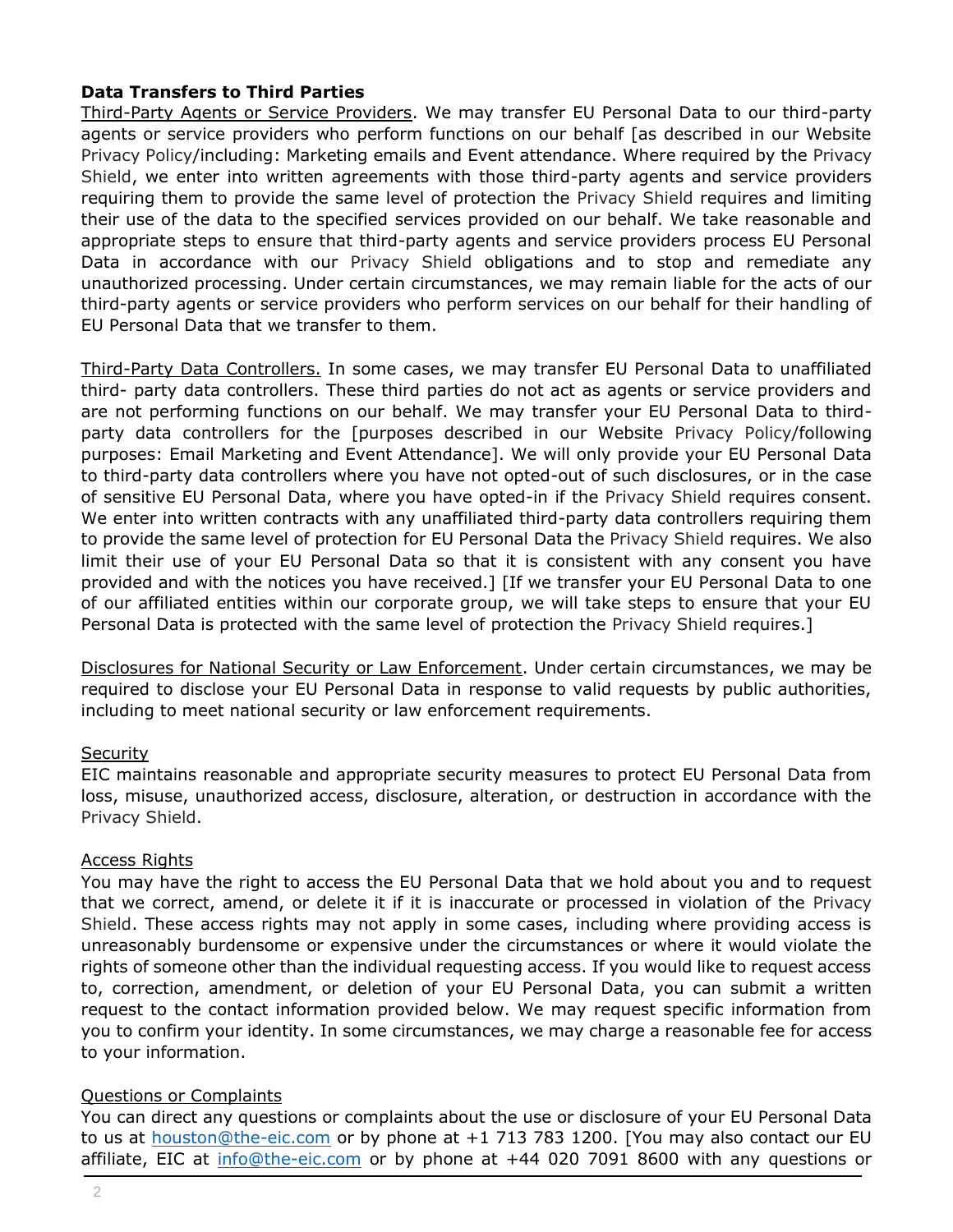**Data Transfers to Third Parties**

Third-Party Agents or Service Providers. We may transfer EU Personal Data to our third-party agents or service providers who perform functions on our behalf [as described in our Website Privacy Policy/including: Marketing emails and Event attendance. Where required by the Privacy Shield, we enter into written agreements with those third-party agents and service providers requiring them to provide the same level of protection the Privacy Shield requires and limiting their use of the data to the specified services provided on our behalf. We take reasonable and appropriate steps to ensure that third-party agents and service providers process EU Personal Data in accordance with our Privacy Shield obligations and to stop and remediate any unauthorized processing. Under certain circumstances, we may remain liable for the acts of our third-party agents or service providers who perform services on our behalf for their handling of EU Personal Data that we transfer to them.

Third-Party Data Controllers. In some cases, we may transfer EU Personal Data to unaffiliated third- party data controllers. These third parties do not act as agents or service providers and are not performing functions on our behalf. We may transfer your EU Personal Data to third-party data controllers for the [purposes described in our Website Privacy Policy/following purposes: Email Marketing and Event Attendance]. We will only provide your EU Personal Data to third-party data controllers where you have not opted-out of such disclosures, or in the case of sensitive EU Personal Data, where you have opted-in if the Privacy Shield requires consent. We enter into written contracts with any unaffiliated third-party data controllers requiring them to provide the same level of protection for EU Personal Data the Privacy Shield requires. We also limit their use of your EU Personal Data so that it is consistent with any consent you have provided and with the notices you have received.] [If we transfer your EU Personal Data to one of our affiliated entities within our corporate group, we will take steps to ensure that your EU Personal Data is protected with the same level of protection the Privacy Shield requires.]

Disclosures for National Security or Law Enforcement. Under certain circumstances, we may be required to disclose your EU Personal Data in response to valid requests by public authorities, including to meet national security or law enforcement requirements.

Security

EIC maintains reasonable and appropriate security measures to protect EU Personal Data from loss, misuse, unauthorized access, disclosure, alteration, or destruction in accordance with the Privacy Shield.

Access Rights

You may have the right to access the EU Personal Data that we hold about you and to request that we correct, amend, or delete it if it is inaccurate or processed in violation of the Privacy Shield. These access rights may not apply in some cases, including where providing access is unreasonably burdensome or expensive under the circumstances or where it would violate the rights of someone other than the individual requesting access. If you would like to request access to, correction, amendment, or deletion of your EU Personal Data, you can submit a written request to the contact information provided below. We may request specific information from you to confirm your identity. In some circumstances, we may charge a reasonable fee for access to your information.

Questions or Complaints

You can direct any questions or complaints about the use or disclosure of your EU Personal Data to us at houston@the-eic.com or by phone at +1 713 783 1200. [You may also contact our EU affiliate, EIC at info@the-eic.com or by phone at +44 020 7091 8600 with any questions or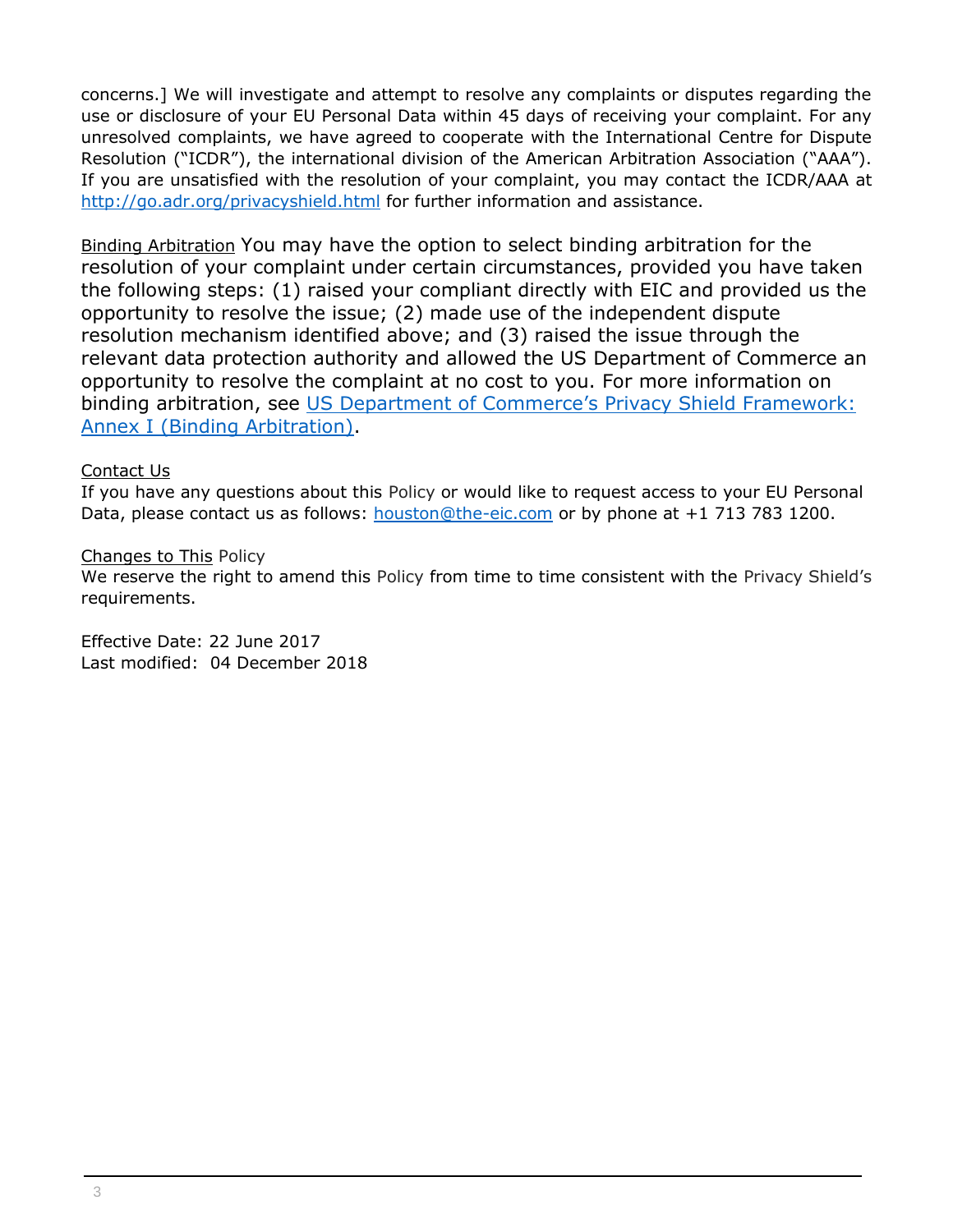concerns.] We will investigate and attempt to resolve any complaints or disputes regarding the use or disclosure of your EU Personal Data within 45 days of receiving your complaint. For any unresolved complaints, we have agreed to cooperate with the International Centre for Dispute Resolution ("ICDR"), the international division of the American Arbitration Association ("AAA"). If you are unsatisfied with the resolution of your complaint, you may contact the ICDR/AAA at [http://go.adr.org/privacyshield.html](http://go.adr.org/privacyshield.html) for further information and assistance.

Binding Arbitration You may have the option to select binding arbitration for the resolution of your complaint under certain circumstances, provided you have taken the following steps: (1) raised your compliant directly with EIC and provided us the opportunity to resolve the issue; (2) made use of the independent dispute resolution mechanism identified above; and (3) raised the issue through the relevant data protection authority and allowed the US Department of Commerce an opportunity to resolve the complaint at no cost to you. For more information on binding arbitration, see US Department of Commerce's Privacy Shield Framework: Annex I (Binding Arbitration).

Contact Us

If you have any questions about this Policy or would like to request access to your EU Personal Data, please contact us as follows: houston@the-eic.com or by phone at +1 713 783 1200.

Changes to This Policy

We reserve the right to amend this Policy from time to time consistent with the Privacy Shield's requirements.

Effective Date: 22 June 2017
Last modified: 04 December 2018